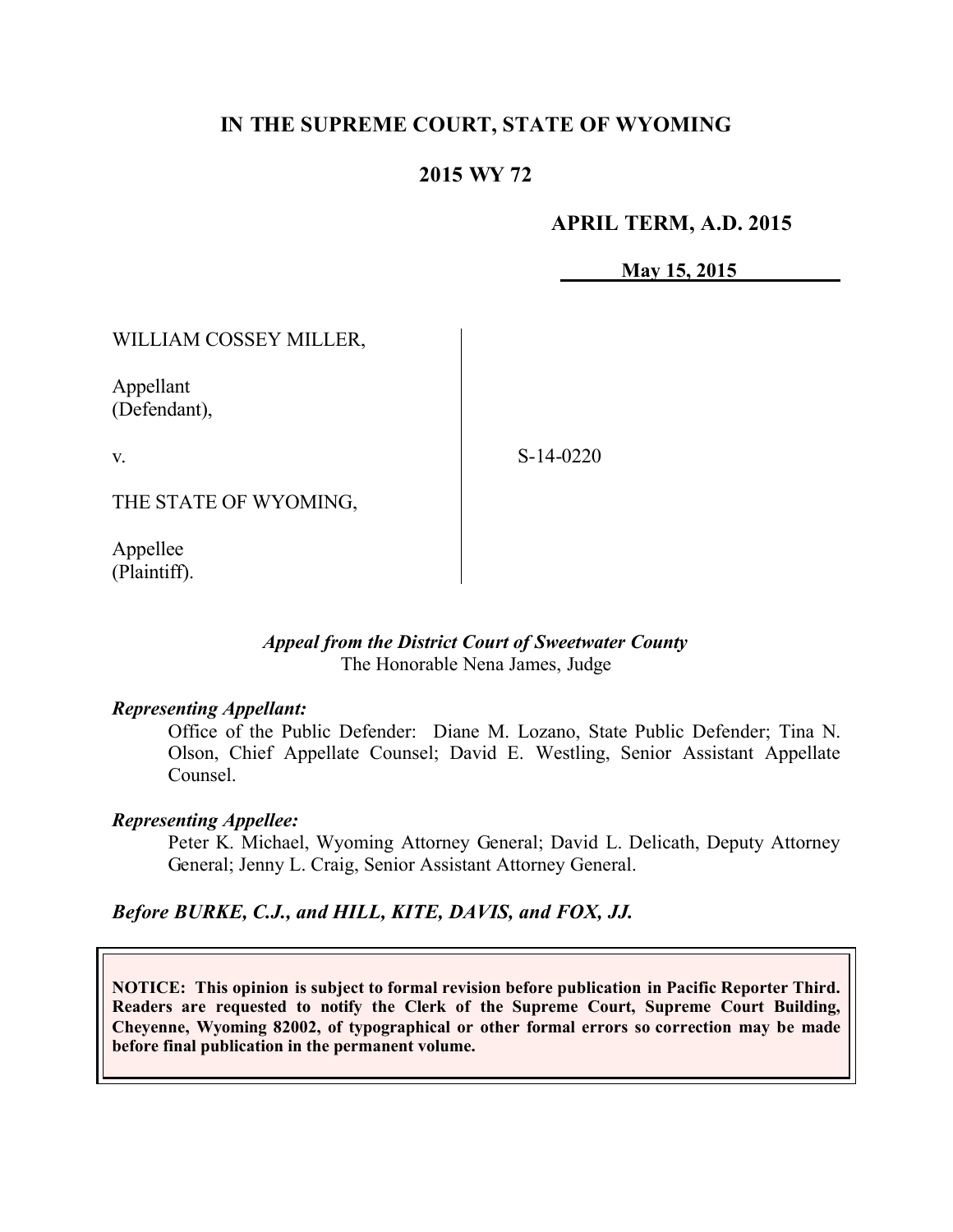# IN THE SUPREME COURT, STATE OF WYOMING

## 2015 WY 72

**APRIL TERM, A.D. 2015**

**May 15, 2015**

WILLIAM COSSEY MILLER,

Appellant
(Defendant),

v.

S-14-0220

THE STATE OF WYOMING,

Appellee
(Plaintiff).

*Appeal from the District Court of Sweetwater County*
The Honorable Nena James, Judge

***Representing Appellant:***

Office of the Public Defender: Diane M. Lozano, State Public Defender; Tina N. Olson, Chief Appellate Counsel; David E. Westling, Senior Assistant Appellate Counsel.

***Representing Appellee:***

Peter K. Michael, Wyoming Attorney General; David L. Delicath, Deputy Attorney General; Jenny L. Craig, Senior Assistant Attorney General.

***Before BURKE, C.J., and HILL, KITE, DAVIS, and FOX, JJ.***

**NOTICE: This opinion is subject to formal revision before publication in Pacific Reporter Third. Readers are requested to notify the Clerk of the Supreme Court, Supreme Court Building, Cheyenne, Wyoming 82002, of typographical or other formal errors so correction may be made before final publication in the permanent volume.**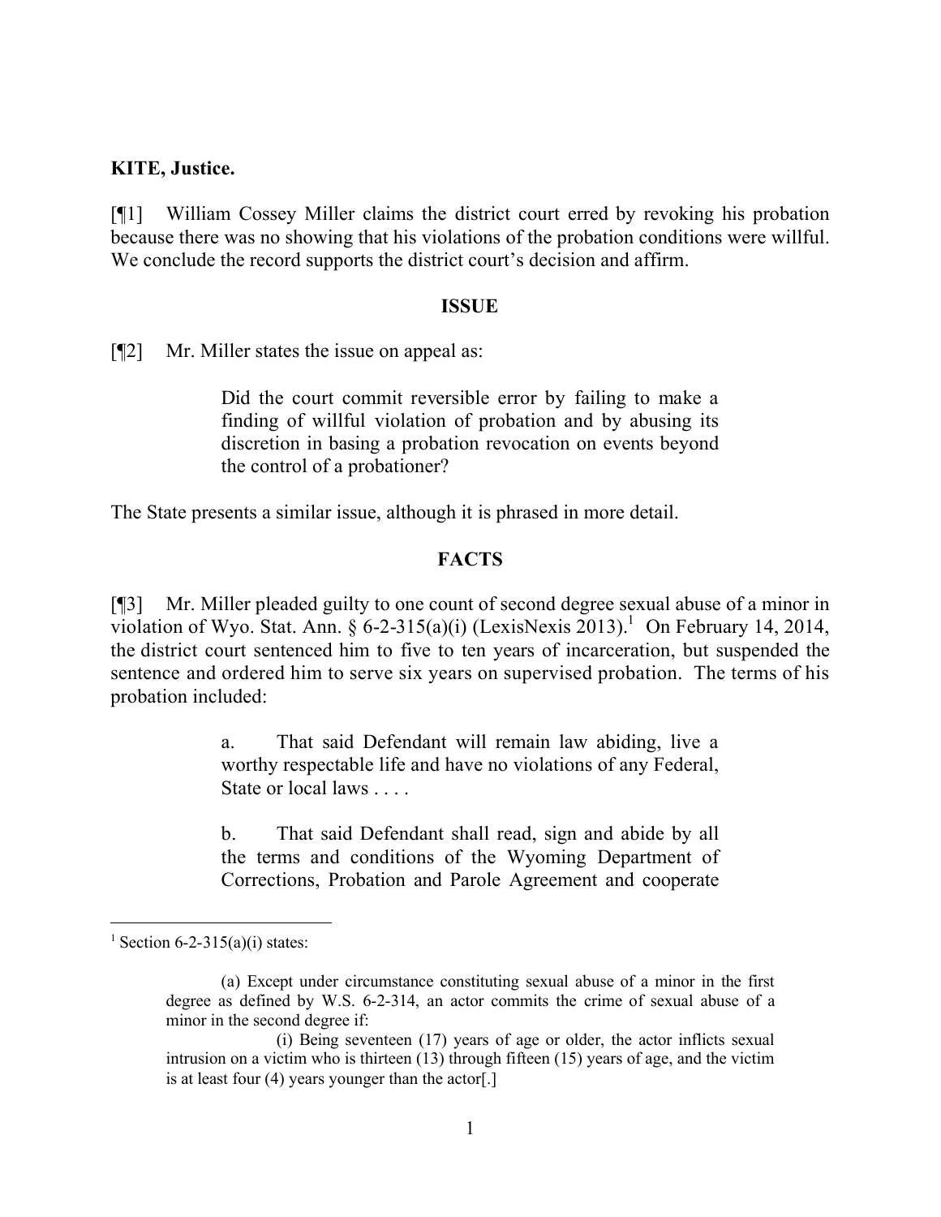**KITE, Justice.**

[¶1] William Cossey Miller claims the district court erred by revoking his probation because there was no showing that his violations of the probation conditions were willful. We conclude the record supports the district court's decision and affirm.

**ISSUE**

[¶2] Mr. Miller states the issue on appeal as:

> Did the court commit reversible error by failing to make a finding of willful violation of probation and by abusing its discretion in basing a probation revocation on events beyond the control of a probationer?

The State presents a similar issue, although it is phrased in more detail.

**FACTS**

[¶3] Mr. Miller pleaded guilty to one count of second degree sexual abuse of a minor in violation of Wyo. Stat. Ann. § 6-2-315(a)(i) (LexisNexis 2013).[1] On February 14, 2014, the district court sentenced him to five to ten years of incarceration, but suspended the sentence and ordered him to serve six years on supervised probation. The terms of his probation included:

> a. That said Defendant will remain law abiding, live a worthy respectable life and have no violations of any Federal, State or local laws . . . .
>
> b. That said Defendant shall read, sign and abide by all the terms and conditions of the Wyoming Department of Corrections, Probation and Parole Agreement and cooperate

---

[1] Section 6-2-315(a)(i) states:

> (a) Except under circumstance constituting sexual abuse of a minor in the first degree as defined by W.S. 6-2-314, an actor commits the crime of sexual abuse of a minor in the second degree if:
>
> (i) Being seventeen (17) years of age or older, the actor inflicts sexual intrusion on a victim who is thirteen (13) through fifteen (15) years of age, and the victim is at least four (4) years younger than the actor[.]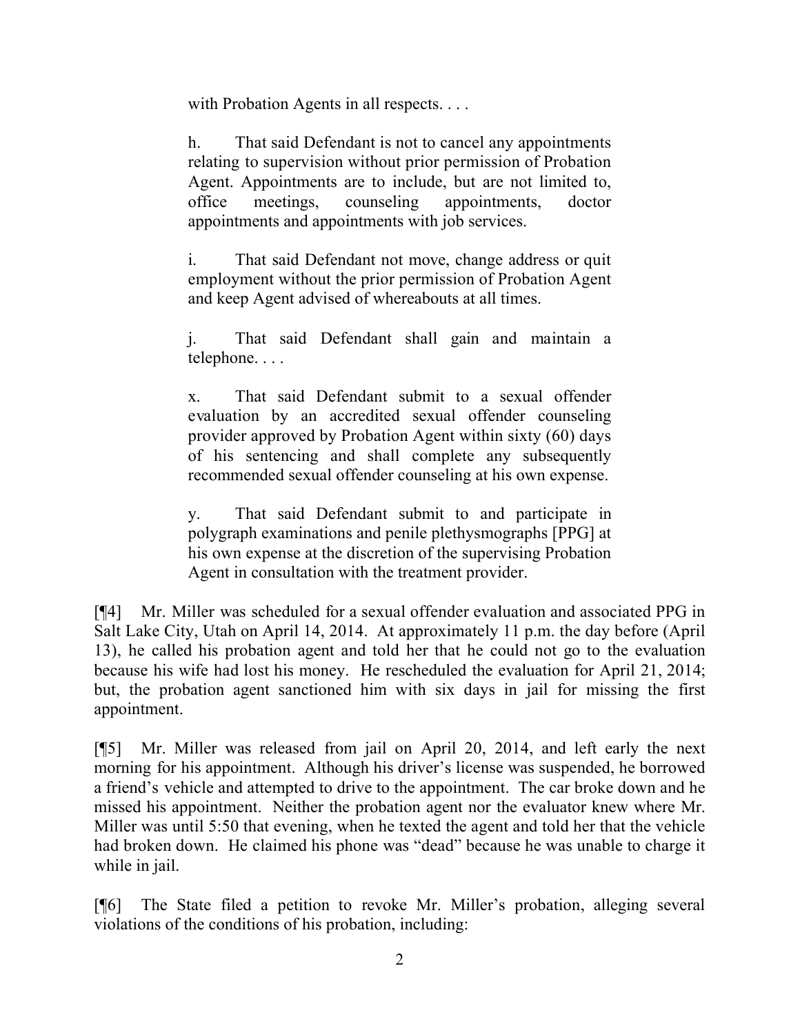with Probation Agents in all respects. . . .

> h. That said Defendant is not to cancel any appointments relating to supervision without prior permission of Probation Agent. Appointments are to include, but are not limited to, office meetings, counseling appointments, doctor appointments and appointments with job services.
>
> i. That said Defendant not move, change address or quit employment without the prior permission of Probation Agent and keep Agent advised of whereabouts at all times.
>
> j. That said Defendant shall gain and maintain a telephone. . . .
>
> x. That said Defendant submit to a sexual offender evaluation by an accredited sexual offender counseling provider approved by Probation Agent within sixty (60) days of his sentencing and shall complete any subsequently recommended sexual offender counseling at his own expense.
>
> y. That said Defendant submit to and participate in polygraph examinations and penile plethysmographs [PPG] at his own expense at the discretion of the supervising Probation Agent in consultation with the treatment provider.

[¶4] Mr. Miller was scheduled for a sexual offender evaluation and associated PPG in Salt Lake City, Utah on April 14, 2014. At approximately 11 p.m. the day before (April 13), he called his probation agent and told her that he could not go to the evaluation because his wife had lost his money. He rescheduled the evaluation for April 21, 2014; but, the probation agent sanctioned him with six days in jail for missing the first appointment.

[¶5] Mr. Miller was released from jail on April 20, 2014, and left early the next morning for his appointment. Although his driver's license was suspended, he borrowed a friend's vehicle and attempted to drive to the appointment. The car broke down and he missed his appointment. Neither the probation agent nor the evaluator knew where Mr. Miller was until 5:50 that evening, when he texted the agent and told her that the vehicle had broken down. He claimed his phone was "dead" because he was unable to charge it while in jail.

[¶6] The State filed a petition to revoke Mr. Miller's probation, alleging several violations of the conditions of his probation, including: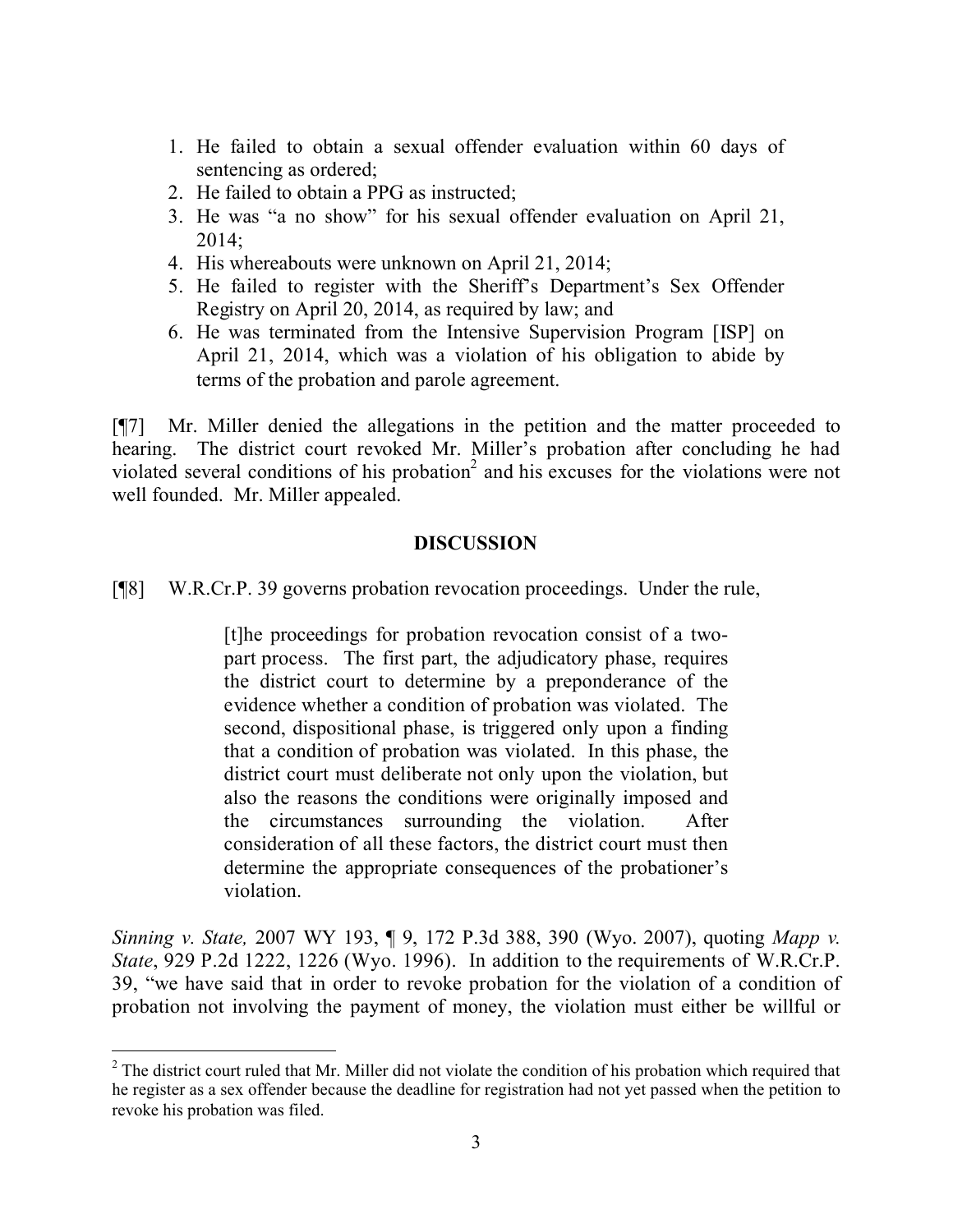1. He failed to obtain a sexual offender evaluation within 60 days of sentencing as ordered;
2. He failed to obtain a PPG as instructed;
3. He was "a no show" for his sexual offender evaluation on April 21, 2014;
4. His whereabouts were unknown on April 21, 2014;
5. He failed to register with the Sheriff's Department's Sex Offender Registry on April 20, 2014, as required by law; and
6. He was terminated from the Intensive Supervision Program [ISP] on April 21, 2014, which was a violation of his obligation to abide by terms of the probation and parole agreement.

[¶7] Mr. Miller denied the allegations in the petition and the matter proceeded to hearing. The district court revoked Mr. Miller's probation after concluding he had violated several conditions of his probation[2] and his excuses for the violations were not well founded. Mr. Miller appealed.

## DISCUSSION

[¶8] W.R.Cr.P. 39 governs probation revocation proceedings. Under the rule,

> [t]he proceedings for probation revocation consist of a two-part process. The first part, the adjudicatory phase, requires the district court to determine by a preponderance of the evidence whether a condition of probation was violated. The second, dispositional phase, is triggered only upon a finding that a condition of probation was violated. In this phase, the district court must deliberate not only upon the violation, but also the reasons the conditions were originally imposed and the circumstances surrounding the violation. After consideration of all these factors, the district court must then determine the appropriate consequences of the probationer's violation.

*Sinning v. State,* 2007 WY 193, ¶ 9, 172 P.3d 388, 390 (Wyo. 2007), quoting *Mapp v. State*, 929 P.2d 1222, 1226 (Wyo. 1996). In addition to the requirements of W.R.Cr.P. 39, "we have said that in order to revoke probation for the violation of a condition of probation not involving the payment of money, the violation must either be willful or

[2] The district court ruled that Mr. Miller did not violate the condition of his probation which required that he register as a sex offender because the deadline for registration had not yet passed when the petition to revoke his probation was filed.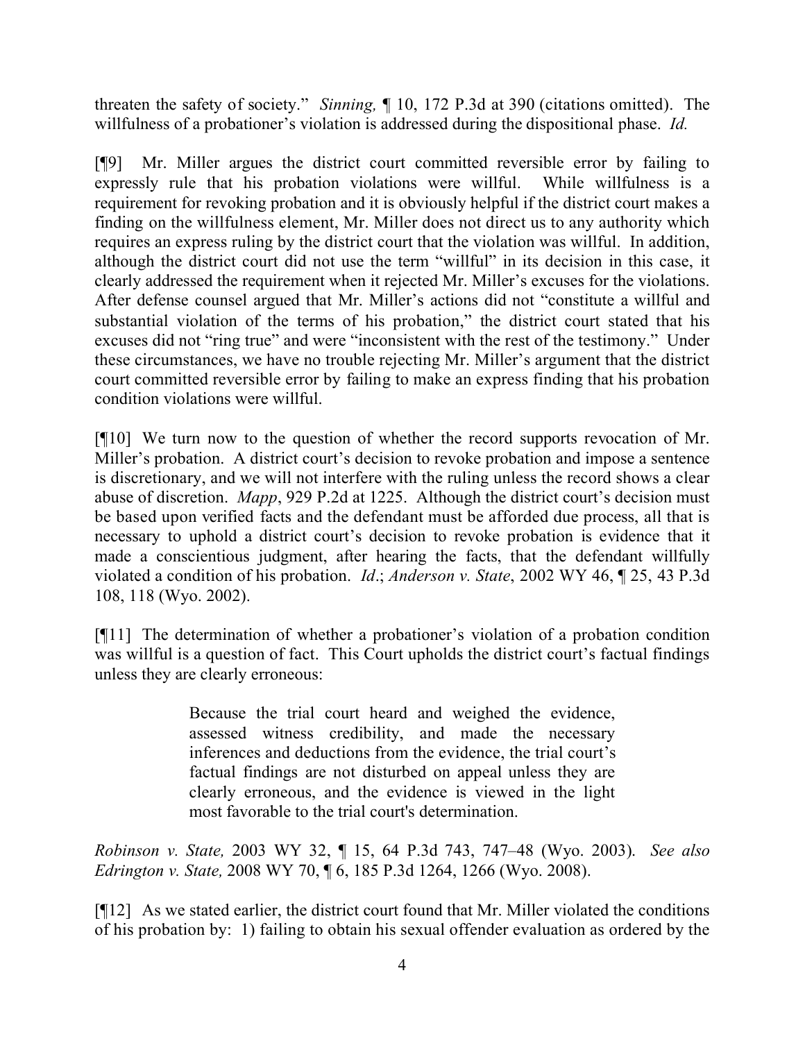threaten the safety of society." *Sinning,* ¶ 10, 172 P.3d at 390 (citations omitted). The willfulness of a probationer's violation is addressed during the dispositional phase. *Id.*

[¶9] Mr. Miller argues the district court committed reversible error by failing to expressly rule that his probation violations were willful. While willfulness is a requirement for revoking probation and it is obviously helpful if the district court makes a finding on the willfulness element, Mr. Miller does not direct us to any authority which requires an express ruling by the district court that the violation was willful. In addition, although the district court did not use the term "willful" in its decision in this case, it clearly addressed the requirement when it rejected Mr. Miller's excuses for the violations. After defense counsel argued that Mr. Miller's actions did not "constitute a willful and substantial violation of the terms of his probation," the district court stated that his excuses did not "ring true" and were "inconsistent with the rest of the testimony." Under these circumstances, we have no trouble rejecting Mr. Miller's argument that the district court committed reversible error by failing to make an express finding that his probation condition violations were willful.

[¶10] We turn now to the question of whether the record supports revocation of Mr. Miller's probation. A district court's decision to revoke probation and impose a sentence is discretionary, and we will not interfere with the ruling unless the record shows a clear abuse of discretion. *Mapp*, 929 P.2d at 1225. Although the district court's decision must be based upon verified facts and the defendant must be afforded due process, all that is necessary to uphold a district court's decision to revoke probation is evidence that it made a conscientious judgment, after hearing the facts, that the defendant willfully violated a condition of his probation. *Id*.; *Anderson v. State*, 2002 WY 46, ¶ 25, 43 P.3d 108, 118 (Wyo. 2002).

[¶11] The determination of whether a probationer's violation of a probation condition was willful is a question of fact. This Court upholds the district court's factual findings unless they are clearly erroneous:

> Because the trial court heard and weighed the evidence, assessed witness credibility, and made the necessary inferences and deductions from the evidence, the trial court's factual findings are not disturbed on appeal unless they are clearly erroneous, and the evidence is viewed in the light most favorable to the trial court's determination.

*Robinson v. State,* 2003 WY 32, ¶ 15, 64 P.3d 743, 747–48 (Wyo. 2003). *See also Edrington v. State,* 2008 WY 70, ¶ 6, 185 P.3d 1264, 1266 (Wyo. 2008).

[¶12] As we stated earlier, the district court found that Mr. Miller violated the conditions of his probation by: 1) failing to obtain his sexual offender evaluation as ordered by the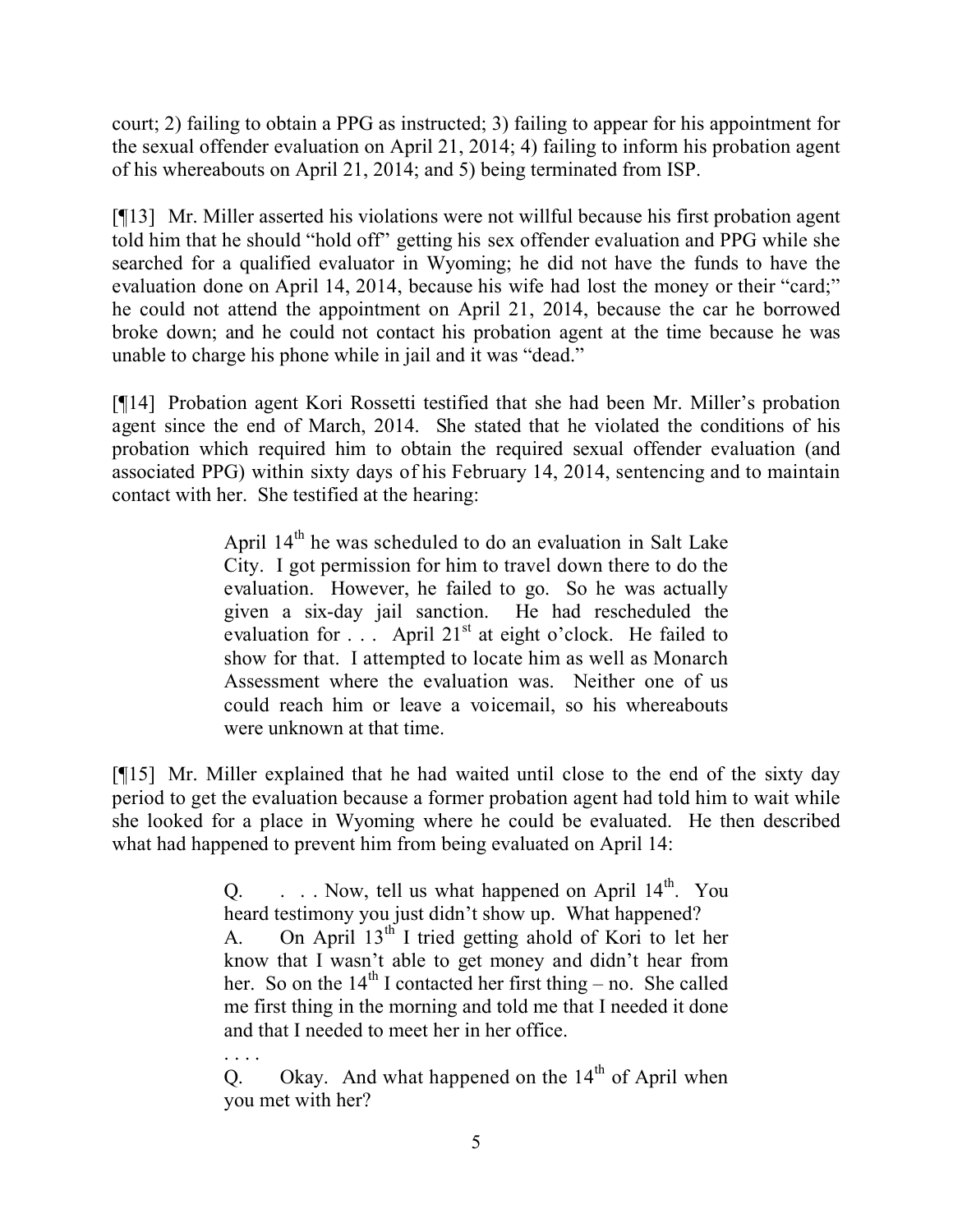court; 2) failing to obtain a PPG as instructed; 3) failing to appear for his appointment for the sexual offender evaluation on April 21, 2014; 4) failing to inform his probation agent of his whereabouts on April 21, 2014; and 5) being terminated from ISP.

[¶13] Mr. Miller asserted his violations were not willful because his first probation agent told him that he should "hold off" getting his sex offender evaluation and PPG while she searched for a qualified evaluator in Wyoming; he did not have the funds to have the evaluation done on April 14, 2014, because his wife had lost the money or their "card;" he could not attend the appointment on April 21, 2014, because the car he borrowed broke down; and he could not contact his probation agent at the time because he was unable to charge his phone while in jail and it was "dead."

[¶14] Probation agent Kori Rossetti testified that she had been Mr. Miller's probation agent since the end of March, 2014. She stated that he violated the conditions of his probation which required him to obtain the required sexual offender evaluation (and associated PPG) within sixty days of his February 14, 2014, sentencing and to maintain contact with her. She testified at the hearing:

> April 14th he was scheduled to do an evaluation in Salt Lake City. I got permission for him to travel down there to do the evaluation. However, he failed to go. So he was actually given a six-day jail sanction. He had rescheduled the evaluation for . . . April 21st at eight o'clock. He failed to show for that. I attempted to locate him as well as Monarch Assessment where the evaluation was. Neither one of us could reach him or leave a voicemail, so his whereabouts were unknown at that time.

[¶15] Mr. Miller explained that he had waited until close to the end of the sixty day period to get the evaluation because a former probation agent had told him to wait while she looked for a place in Wyoming where he could be evaluated. He then described what had happened to prevent him from being evaluated on April 14:

> Q. . . . Now, tell us what happened on April 14th. You heard testimony you just didn't show up. What happened?
>
> A. On April 13th I tried getting ahold of Kori to let her know that I wasn't able to get money and didn't hear from her. So on the 14th I contacted her first thing – no. She called me first thing in the morning and told me that I needed it done and that I needed to meet her in her office.
>
> . . . .
>
> Q. Okay. And what happened on the 14th of April when you met with her?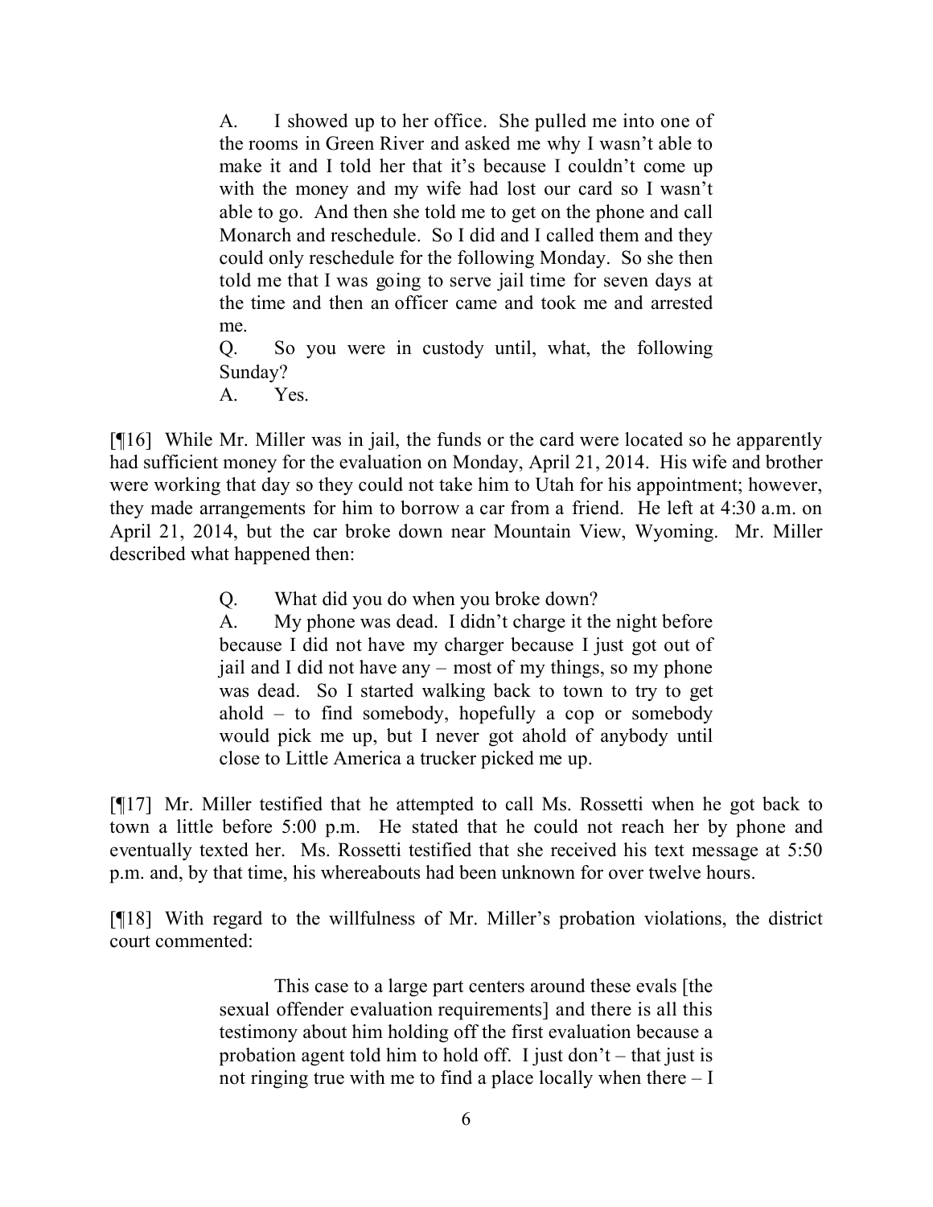> A. I showed up to her office. She pulled me into one of the rooms in Green River and asked me why I wasn't able to make it and I told her that it's because I couldn't come up with the money and my wife had lost our card so I wasn't able to go. And then she told me to get on the phone and call Monarch and reschedule. So I did and I called them and they could only reschedule for the following Monday. So she then told me that I was going to serve jail time for seven days at the time and then an officer came and took me and arrested me.
>
> Q. So you were in custody until, what, the following Sunday?
>
> A. Yes.

[¶16] While Mr. Miller was in jail, the funds or the card were located so he apparently had sufficient money for the evaluation on Monday, April 21, 2014. His wife and brother were working that day so they could not take him to Utah for his appointment; however, they made arrangements for him to borrow a car from a friend. He left at 4:30 a.m. on April 21, 2014, but the car broke down near Mountain View, Wyoming. Mr. Miller described what happened then:

> Q. What did you do when you broke down?
>
> A. My phone was dead. I didn't charge it the night before because I did not have my charger because I just got out of jail and I did not have any – most of my things, so my phone was dead. So I started walking back to town to try to get ahold – to find somebody, hopefully a cop or somebody would pick me up, but I never got ahold of anybody until close to Little America a trucker picked me up.

[¶17] Mr. Miller testified that he attempted to call Ms. Rossetti when he got back to town a little before 5:00 p.m. He stated that he could not reach her by phone and eventually texted her. Ms. Rossetti testified that she received his text message at 5:50 p.m. and, by that time, his whereabouts had been unknown for over twelve hours.

[¶18] With regard to the willfulness of Mr. Miller's probation violations, the district court commented:

> This case to a large part centers around these evals [the sexual offender evaluation requirements] and there is all this testimony about him holding off the first evaluation because a probation agent told him to hold off. I just don't – that just is not ringing true with me to find a place locally when there – I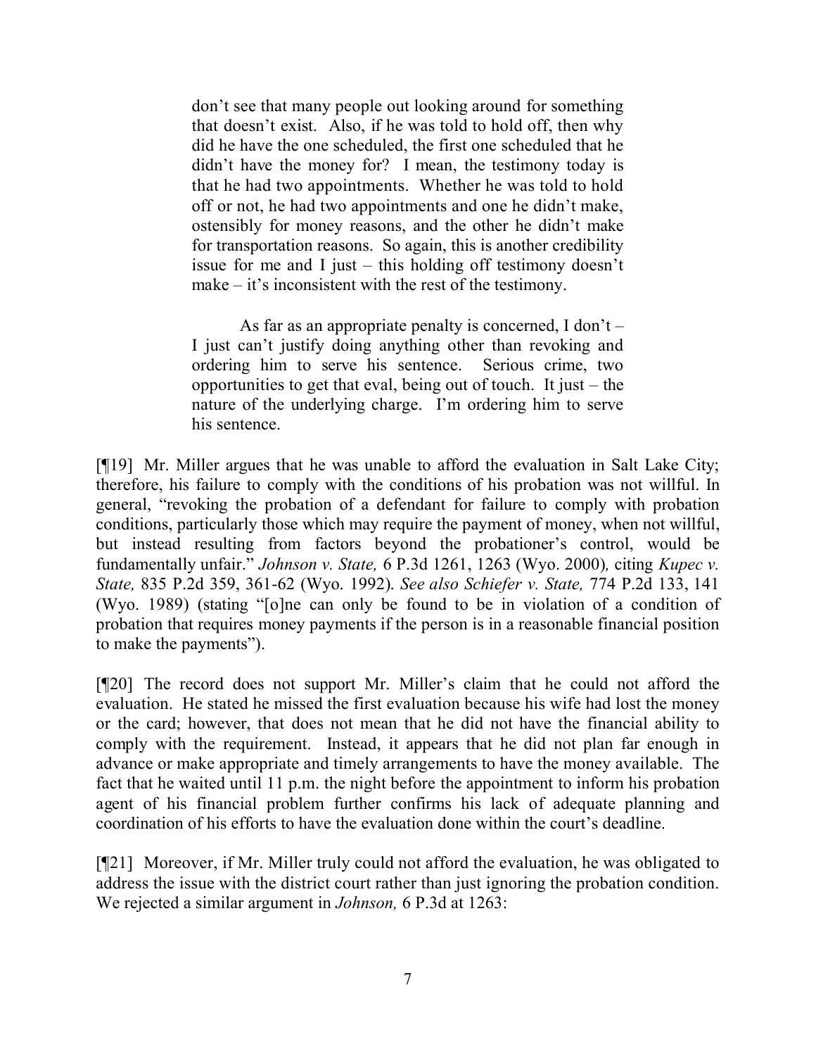> don't see that many people out looking around for something that doesn't exist. Also, if he was told to hold off, then why did he have the one scheduled, the first one scheduled that he didn't have the money for? I mean, the testimony today is that he had two appointments. Whether he was told to hold off or not, he had two appointments and one he didn't make, ostensibly for money reasons, and the other he didn't make for transportation reasons. So again, this is another credibility issue for me and I just – this holding off testimony doesn't make – it's inconsistent with the rest of the testimony.
>
> As far as an appropriate penalty is concerned, I don't – I just can't justify doing anything other than revoking and ordering him to serve his sentence. Serious crime, two opportunities to get that eval, being out of touch. It just – the nature of the underlying charge. I'm ordering him to serve his sentence.

[¶19] Mr. Miller argues that he was unable to afford the evaluation in Salt Lake City; therefore, his failure to comply with the conditions of his probation was not willful. In general, "revoking the probation of a defendant for failure to comply with probation conditions, particularly those which may require the payment of money, when not willful, but instead resulting from factors beyond the probationer's control, would be fundamentally unfair." *Johnson v. State,* 6 P.3d 1261, 1263 (Wyo. 2000)*,* citing *Kupec v. State,* 835 P.2d 359, 361-62 (Wyo. 1992). *See also Schiefer v. State,* 774 P.2d 133, 141 (Wyo. 1989) (stating "[o]ne can only be found to be in violation of a condition of probation that requires money payments if the person is in a reasonable financial position to make the payments").

[¶20] The record does not support Mr. Miller's claim that he could not afford the evaluation. He stated he missed the first evaluation because his wife had lost the money or the card; however, that does not mean that he did not have the financial ability to comply with the requirement. Instead, it appears that he did not plan far enough in advance or make appropriate and timely arrangements to have the money available. The fact that he waited until 11 p.m. the night before the appointment to inform his probation agent of his financial problem further confirms his lack of adequate planning and coordination of his efforts to have the evaluation done within the court's deadline.

[¶21] Moreover, if Mr. Miller truly could not afford the evaluation, he was obligated to address the issue with the district court rather than just ignoring the probation condition. We rejected a similar argument in *Johnson,* 6 P.3d at 1263: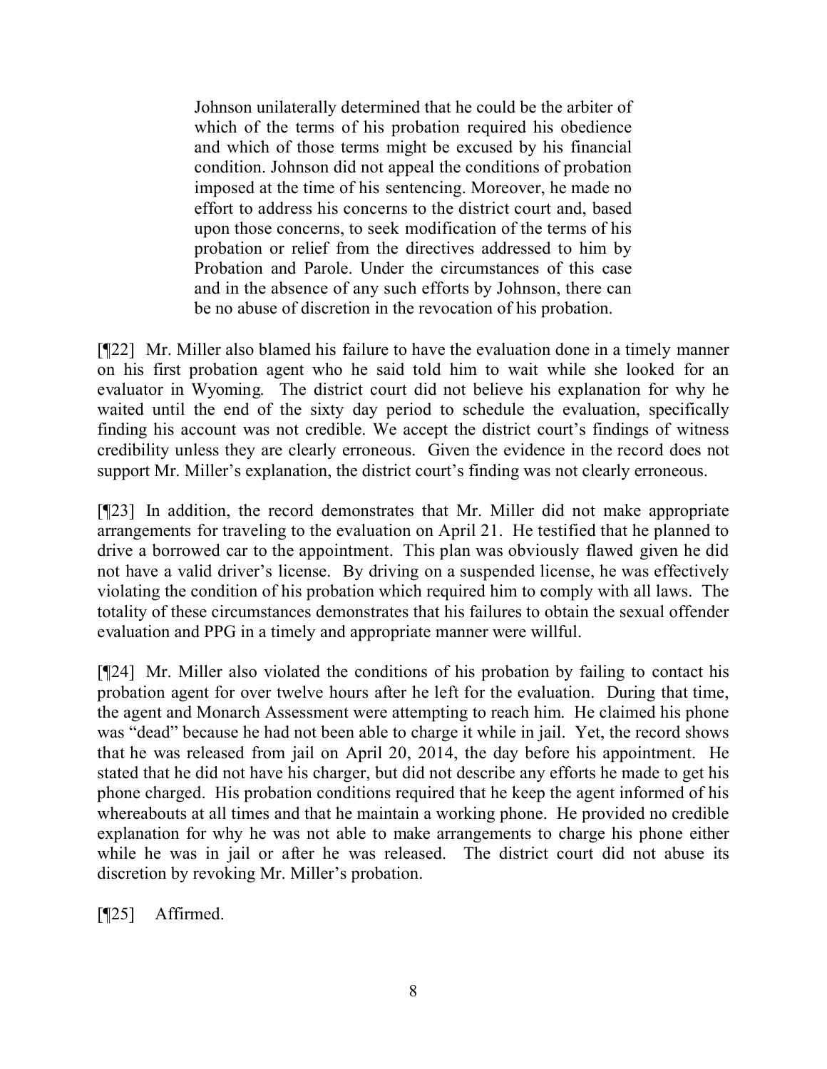> Johnson unilaterally determined that he could be the arbiter of which of the terms of his probation required his obedience and which of those terms might be excused by his financial condition. Johnson did not appeal the conditions of probation imposed at the time of his sentencing. Moreover, he made no effort to address his concerns to the district court and, based upon those concerns, to seek modification of the terms of his probation or relief from the directives addressed to him by Probation and Parole. Under the circumstances of this case and in the absence of any such efforts by Johnson, there can be no abuse of discretion in the revocation of his probation.

[¶22] Mr. Miller also blamed his failure to have the evaluation done in a timely manner on his first probation agent who he said told him to wait while she looked for an evaluator in Wyoming. The district court did not believe his explanation for why he waited until the end of the sixty day period to schedule the evaluation, specifically finding his account was not credible. We accept the district court's findings of witness credibility unless they are clearly erroneous. Given the evidence in the record does not support Mr. Miller's explanation, the district court's finding was not clearly erroneous.

[¶23] In addition, the record demonstrates that Mr. Miller did not make appropriate arrangements for traveling to the evaluation on April 21. He testified that he planned to drive a borrowed car to the appointment. This plan was obviously flawed given he did not have a valid driver's license. By driving on a suspended license, he was effectively violating the condition of his probation which required him to comply with all laws. The totality of these circumstances demonstrates that his failures to obtain the sexual offender evaluation and PPG in a timely and appropriate manner were willful.

[¶24] Mr. Miller also violated the conditions of his probation by failing to contact his probation agent for over twelve hours after he left for the evaluation. During that time, the agent and Monarch Assessment were attempting to reach him. He claimed his phone was "dead" because he had not been able to charge it while in jail. Yet, the record shows that he was released from jail on April 20, 2014, the day before his appointment. He stated that he did not have his charger, but did not describe any efforts he made to get his phone charged. His probation conditions required that he keep the agent informed of his whereabouts at all times and that he maintain a working phone. He provided no credible explanation for why he was not able to make arrangements to charge his phone either while he was in jail or after he was released. The district court did not abuse its discretion by revoking Mr. Miller's probation.

[¶25] Affirmed.